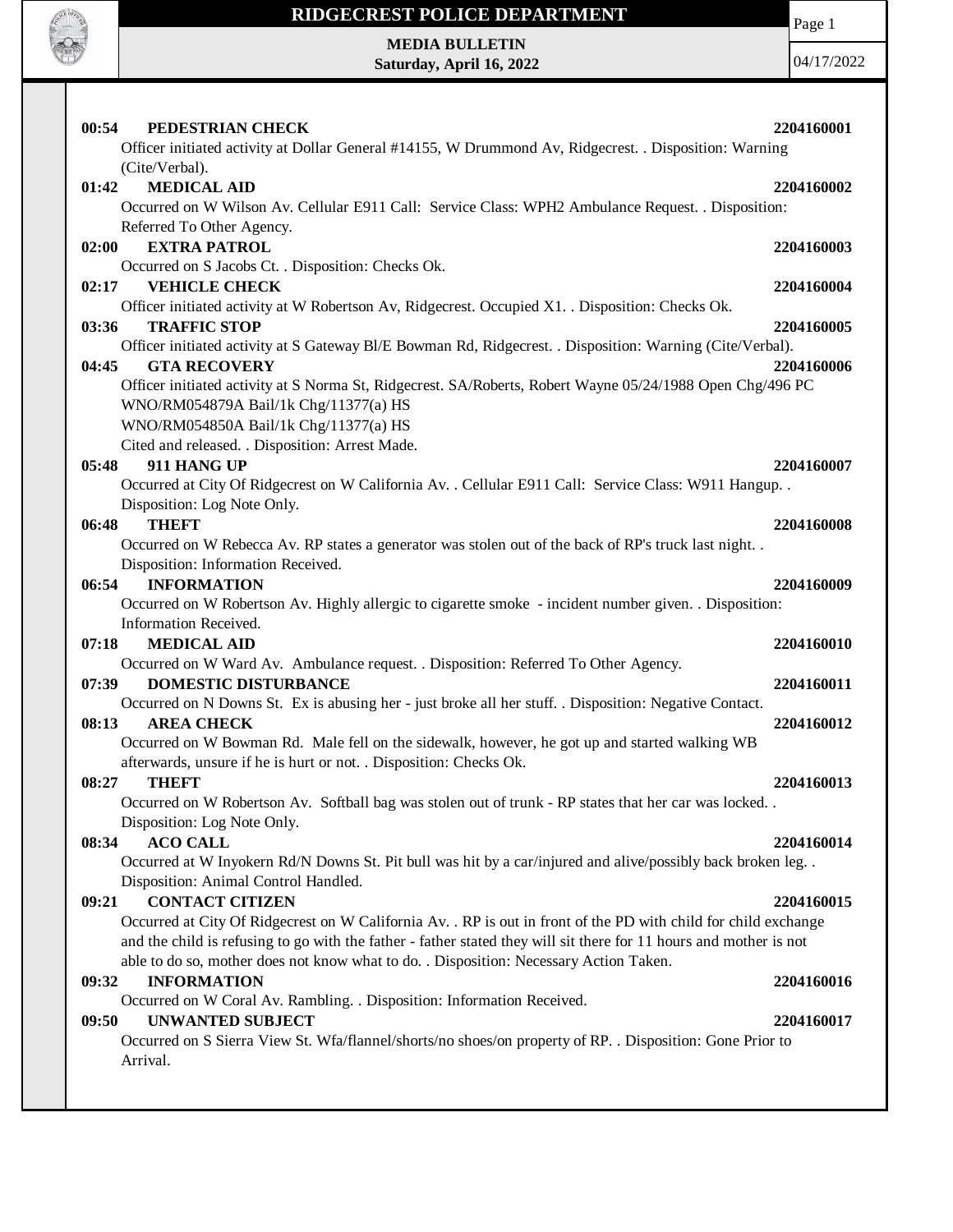# RIDGECREST POLICE DEPARTMENT

**MEDIA BULLETIN**
**Saturday, April 16, 2022**

04/17/2022

**00:54 PEDESTRIAN CHECK** **2204160001**
Officer initiated activity at Dollar General #14155, W Drummond Av, Ridgecrest. . Disposition: Warning (Cite/Verbal).

**01:42 MEDICAL AID** **2204160002**
Occurred on W Wilson Av. Cellular E911 Call: Service Class: WPH2 Ambulance Request. . Disposition: Referred To Other Agency.

**02:00 EXTRA PATROL** **2204160003**
Occurred on S Jacobs Ct. . Disposition: Checks Ok.

**02:17 VEHICLE CHECK** **2204160004**
Officer initiated activity at W Robertson Av, Ridgecrest. Occupied X1. . Disposition: Checks Ok.

**03:36 TRAFFIC STOP** **2204160005**
Officer initiated activity at S Gateway Bl/E Bowman Rd, Ridgecrest. . Disposition: Warning (Cite/Verbal).

**04:45 GTA RECOVERY** **2204160006**
Officer initiated activity at S Norma St, Ridgecrest. SA/Roberts, Robert Wayne 05/24/1988 Open Chg/496 PC
WNO/RM054879A Bail/1k Chg/11377(a) HS
WNO/RM054850A Bail/1k Chg/11377(a) HS
Cited and released. . Disposition: Arrest Made.

**05:48 911 HANG UP** **2204160007**
Occurred at City Of Ridgecrest on W California Av. . Cellular E911 Call: Service Class: W911 Hangup. . Disposition: Log Note Only.

**06:48 THEFT** **2204160008**
Occurred on W Rebecca Av. RP states a generator was stolen out of the back of RP's truck last night. . Disposition: Information Received.

**06:54 INFORMATION** **2204160009**
Occurred on W Robertson Av. Highly allergic to cigarette smoke - incident number given. . Disposition: Information Received.

**07:18 MEDICAL AID** **2204160010**
Occurred on W Ward Av. Ambulance request. . Disposition: Referred To Other Agency.

**07:39 DOMESTIC DISTURBANCE** **2204160011**
Occurred on N Downs St. Ex is abusing her - just broke all her stuff. . Disposition: Negative Contact.

**08:13 AREA CHECK** **2204160012**
Occurred on W Bowman Rd. Male fell on the sidewalk, however, he got up and started walking WB afterwards, unsure if he is hurt or not. . Disposition: Checks Ok.

**08:27 THEFT** **2204160013**
Occurred on W Robertson Av. Softball bag was stolen out of trunk - RP states that her car was locked. . Disposition: Log Note Only.

**08:34 ACO CALL** **2204160014**
Occurred at W Inyokern Rd/N Downs St. Pit bull was hit by a car/injured and alive/possibly back broken leg. . Disposition: Animal Control Handled.

**09:21 CONTACT CITIZEN** **2204160015**
Occurred at City Of Ridgecrest on W California Av. . RP is out in front of the PD with child for child exchange and the child is refusing to go with the father - father stated they will sit there for 11 hours and mother is not able to do so, mother does not know what to do. . Disposition: Necessary Action Taken.

**09:32 INFORMATION** **2204160016**
Occurred on W Coral Av. Rambling. . Disposition: Information Received.

**09:50 UNWANTED SUBJECT** **2204160017**
Occurred on S Sierra View St. Wfa/flannel/shorts/no shoes/on property of RP. . Disposition: Gone Prior to Arrival.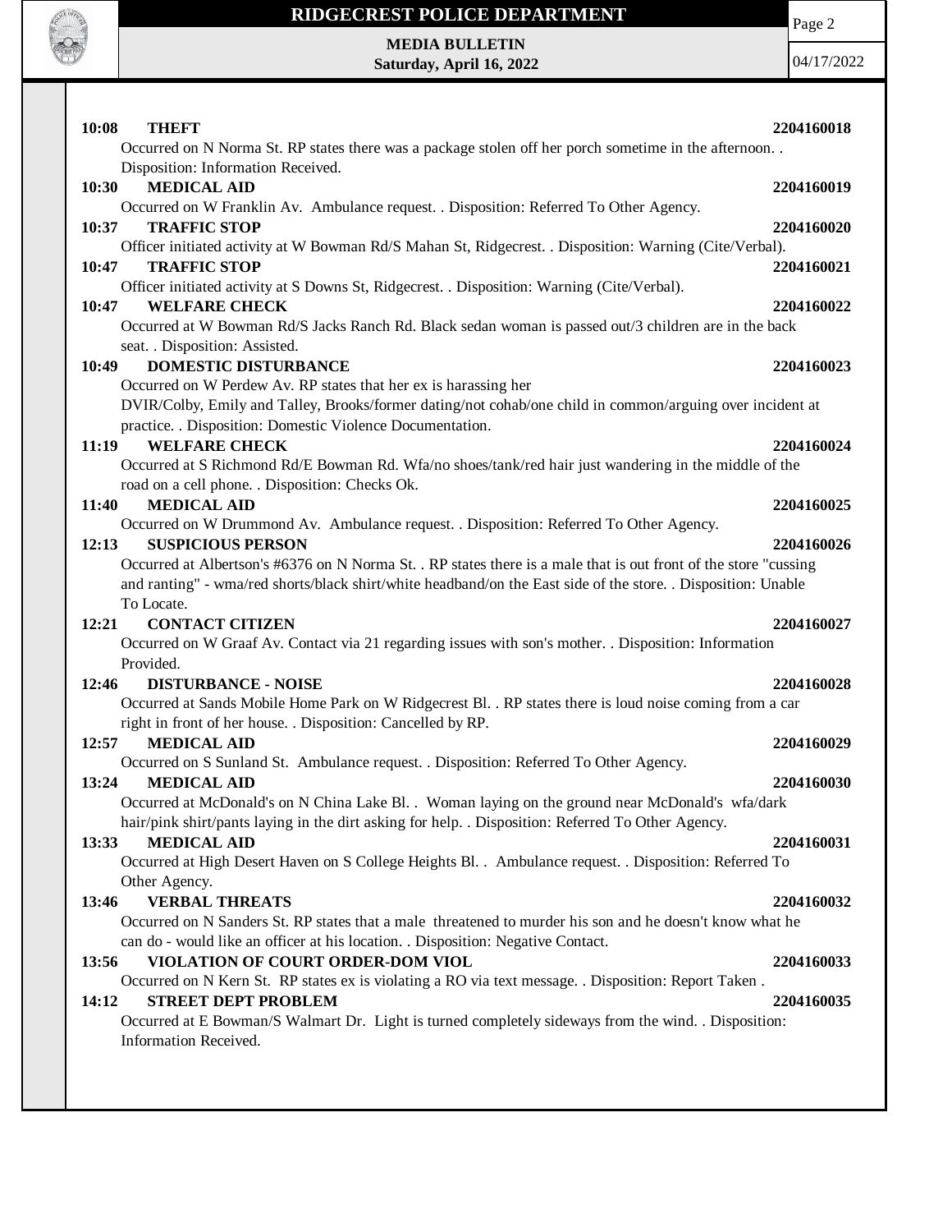**10:08 THEFT** **2204160018**
Occurred on N Norma St. RP states there was a package stolen off her porch sometime in the afternoon. . Disposition: Information Received.

**10:30 MEDICAL AID** **2204160019**
Occurred on W Franklin Av. Ambulance request. . Disposition: Referred To Other Agency.

**10:37 TRAFFIC STOP** **2204160020**
Officer initiated activity at W Bowman Rd/S Mahan St, Ridgecrest. . Disposition: Warning (Cite/Verbal).

**10:47 TRAFFIC STOP** **2204160021**
Officer initiated activity at S Downs St, Ridgecrest. . Disposition: Warning (Cite/Verbal).

**10:47 WELFARE CHECK** **2204160022**
Occurred at W Bowman Rd/S Jacks Ranch Rd. Black sedan woman is passed out/3 children are in the back seat. . Disposition: Assisted.

**10:49 DOMESTIC DISTURBANCE** **2204160023**
Occurred on W Perdew Av. RP states that her ex is harassing her
DVIR/Colby, Emily and Talley, Brooks/former dating/not cohab/one child in common/arguing over incident at practice. . Disposition: Domestic Violence Documentation.

**11:19 WELFARE CHECK** **2204160024**
Occurred at S Richmond Rd/E Bowman Rd. Wfa/no shoes/tank/red hair just wandering in the middle of the road on a cell phone. . Disposition: Checks Ok.

**11:40 MEDICAL AID** **2204160025**
Occurred on W Drummond Av. Ambulance request. . Disposition: Referred To Other Agency.

**12:13 SUSPICIOUS PERSON** **2204160026**
Occurred at Albertson's #6376 on N Norma St. . RP states there is a male that is out front of the store "cussing and ranting" - wma/red shorts/black shirt/white headband/on the East side of the store. . Disposition: Unable To Locate.

**12:21 CONTACT CITIZEN** **2204160027**
Occurred on W Graaf Av. Contact via 21 regarding issues with son's mother. . Disposition: Information Provided.

**12:46 DISTURBANCE - NOISE** **2204160028**
Occurred at Sands Mobile Home Park on W Ridgecrest Bl. . RP states there is loud noise coming from a car right in front of her house. . Disposition: Cancelled by RP.

**12:57 MEDICAL AID** **2204160029**
Occurred on S Sunland St. Ambulance request. . Disposition: Referred To Other Agency.

**13:24 MEDICAL AID** **2204160030**
Occurred at McDonald's on N China Lake Bl. . Woman laying on the ground near McDonald's wfa/dark hair/pink shirt/pants laying in the dirt asking for help. . Disposition: Referred To Other Agency.

**13:33 MEDICAL AID** **2204160031**
Occurred at High Desert Haven on S College Heights Bl. . Ambulance request. . Disposition: Referred To Other Agency.

**13:46 VERBAL THREATS** **2204160032**
Occurred on N Sanders St. RP states that a male threatened to murder his son and he doesn't know what he can do - would like an officer at his location. . Disposition: Negative Contact.

**13:56 VIOLATION OF COURT ORDER-DOM VIOL** **2204160033**
Occurred on N Kern St. RP states ex is violating a RO via text message. . Disposition: Report Taken .

**14:12 STREET DEPT PROBLEM** **2204160035**
Occurred at E Bowman/S Walmart Dr. Light is turned completely sideways from the wind. . Disposition: Information Received.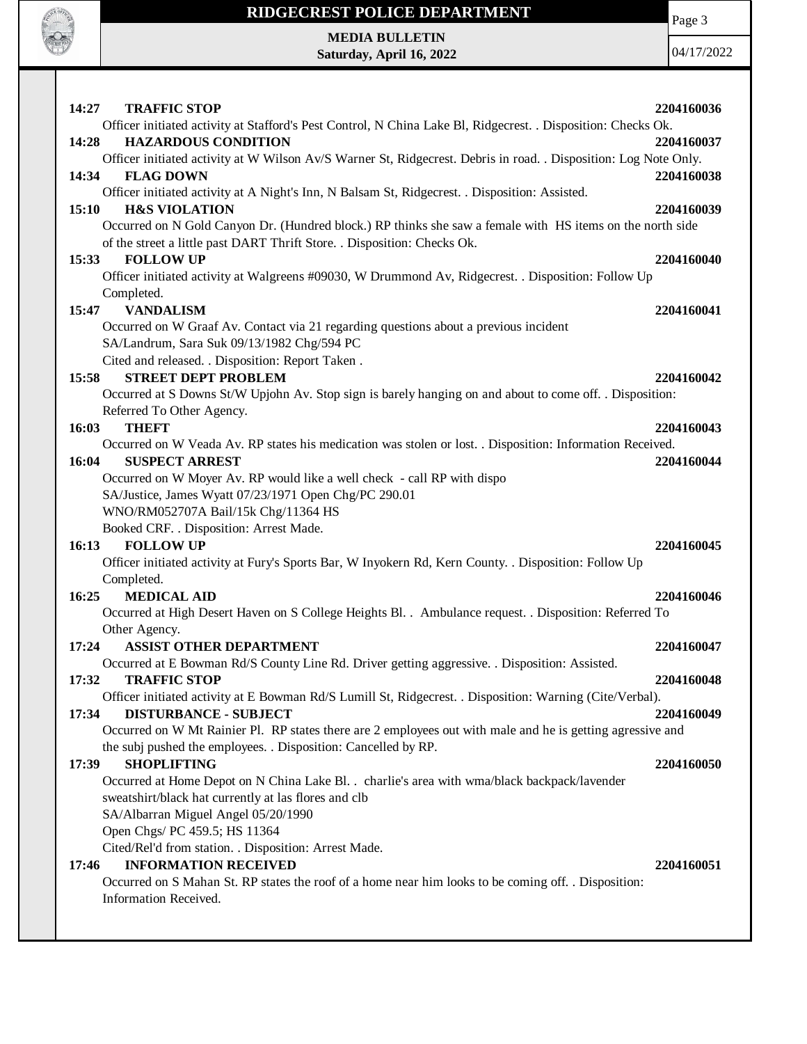**14:27 TRAFFIC STOP** 2204160036

Officer initiated activity at Stafford's Pest Control, N China Lake Bl, Ridgecrest. . Disposition: Checks Ok.

**14:28 HAZARDOUS CONDITION** 2204160037

Officer initiated activity at W Wilson Av/S Warner St, Ridgecrest. Debris in road. . Disposition: Log Note Only.

**14:34 FLAG DOWN** 2204160038

Officer initiated activity at A Night's Inn, N Balsam St, Ridgecrest. . Disposition: Assisted.

**15:10 H&S VIOLATION** 2204160039

Occurred on N Gold Canyon Dr. (Hundred block.) RP thinks she saw a female with HS items on the north side of the street a little past DART Thrift Store. . Disposition: Checks Ok.

**15:33 FOLLOW UP** 2204160040

Officer initiated activity at Walgreens #09030, W Drummond Av, Ridgecrest. . Disposition: Follow Up Completed.

**15:47 VANDALISM** 2204160041

Occurred on W Graaf Av. Contact via 21 regarding questions about a previous incident
SA/Landrum, Sara Suk 09/13/1982 Chg/594 PC
Cited and released. . Disposition: Report Taken .

**15:58 STREET DEPT PROBLEM** 2204160042

Occurred at S Downs St/W Upjohn Av. Stop sign is barely hanging on and about to come off. . Disposition: Referred To Other Agency.

**16:03 THEFT** 2204160043

Occurred on W Veada Av. RP states his medication was stolen or lost. . Disposition: Information Received.

**16:04 SUSPECT ARREST** 2204160044

Occurred on W Moyer Av. RP would like a well check - call RP with dispo
SA/Justice, James Wyatt 07/23/1971 Open Chg/PC 290.01
WNO/RM052707A Bail/15k Chg/11364 HS
Booked CRF. . Disposition: Arrest Made.

**16:13 FOLLOW UP** 2204160045

Officer initiated activity at Fury's Sports Bar, W Inyokern Rd, Kern County. . Disposition: Follow Up Completed.

**16:25 MEDICAL AID** 2204160046

Occurred at High Desert Haven on S College Heights Bl. . Ambulance request. . Disposition: Referred To Other Agency.

**17:24 ASSIST OTHER DEPARTMENT** 2204160047

Occurred at E Bowman Rd/S County Line Rd. Driver getting aggressive. . Disposition: Assisted.

**17:32 TRAFFIC STOP** 2204160048

Officer initiated activity at E Bowman Rd/S Lumill St, Ridgecrest. . Disposition: Warning (Cite/Verbal).

**17:34 DISTURBANCE - SUBJECT** 2204160049

Occurred on W Mt Rainier Pl. RP states there are 2 employees out with male and he is getting agressive and the subj pushed the employees. . Disposition: Cancelled by RP.

**17:39 SHOPLIFTING** 2204160050

Occurred at Home Depot on N China Lake Bl. . charlie's area with wma/black backpack/lavender sweatshirt/black hat currently at las flores and clb
SA/Albarran Miguel Angel 05/20/1990
Open Chgs/ PC 459.5; HS 11364
Cited/Rel'd from station. . Disposition: Arrest Made.

**17:46 INFORMATION RECEIVED** 2204160051

Occurred on S Mahan St. RP states the roof of a home near him looks to be coming off. . Disposition: Information Received.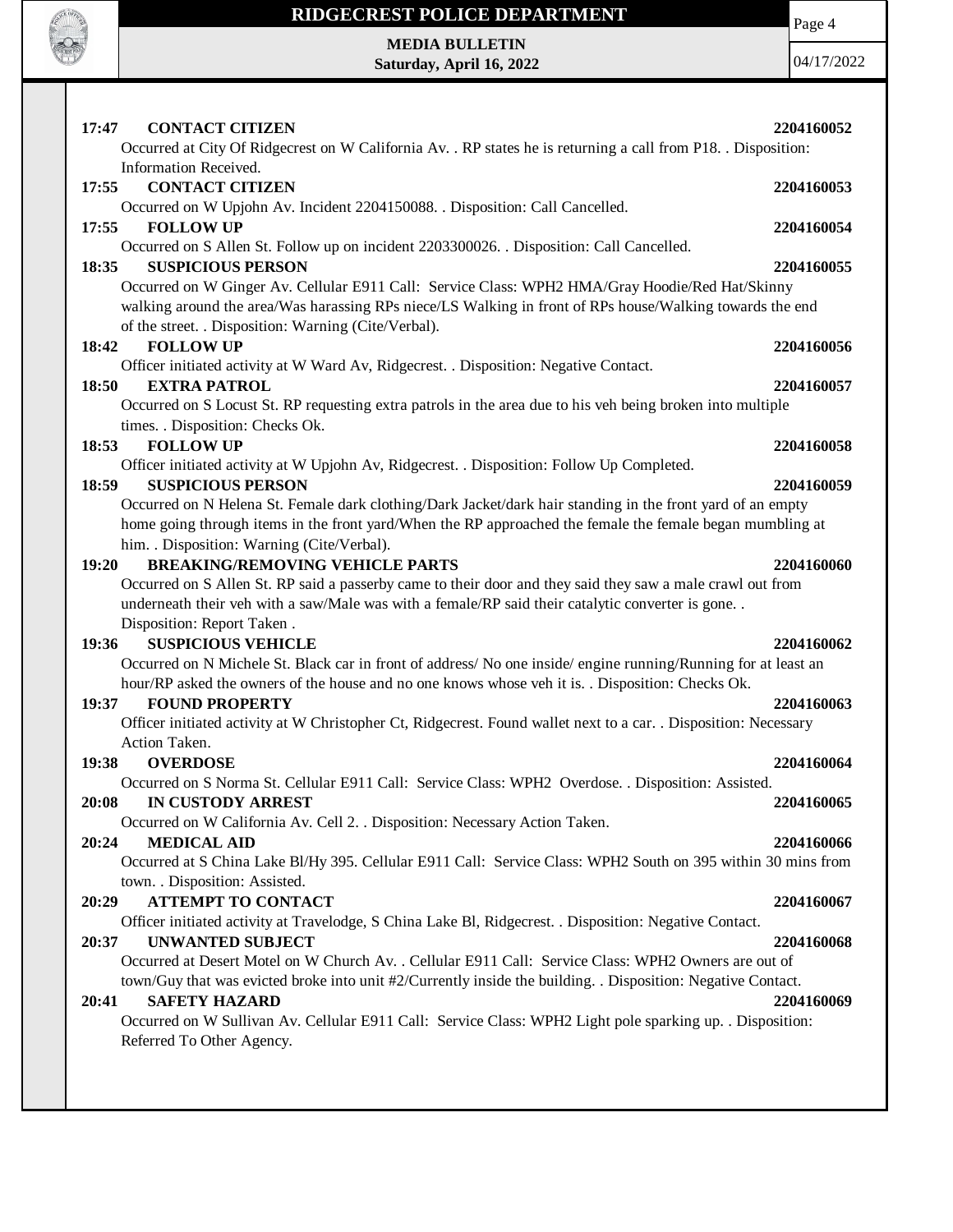**17:47 CONTACT CITIZEN** **2204160052**

Occurred at City Of Ridgecrest on W California Av. . RP states he is returning a call from P18. . Disposition: Information Received.

**17:55 CONTACT CITIZEN** **2204160053**

Occurred on W Upjohn Av. Incident 2204150088. . Disposition: Call Cancelled.

**17:55 FOLLOW UP** **2204160054**

Occurred on S Allen St. Follow up on incident 2203300026. . Disposition: Call Cancelled.

**18:35 SUSPICIOUS PERSON** **2204160055**

Occurred on W Ginger Av. Cellular E911 Call: Service Class: WPH2 HMA/Gray Hoodie/Red Hat/Skinny walking around the area/Was harassing RPs niece/LS Walking in front of RPs house/Walking towards the end of the street. . Disposition: Warning (Cite/Verbal).

**18:42 FOLLOW UP** **2204160056**

Officer initiated activity at W Ward Av, Ridgecrest. . Disposition: Negative Contact.

**18:50 EXTRA PATROL** **2204160057**

Occurred on S Locust St. RP requesting extra patrols in the area due to his veh being broken into multiple times. . Disposition: Checks Ok.

**18:53 FOLLOW UP** **2204160058**

Officer initiated activity at W Upjohn Av, Ridgecrest. . Disposition: Follow Up Completed.

**18:59 SUSPICIOUS PERSON** **2204160059**

Occurred on N Helena St. Female dark clothing/Dark Jacket/dark hair standing in the front yard of an empty home going through items in the front yard/When the RP approached the female the female began mumbling at him. . Disposition: Warning (Cite/Verbal).

**19:20 BREAKING/REMOVING VEHICLE PARTS** **2204160060**

Occurred on S Allen St. RP said a passerby came to their door and they said they saw a male crawl out from underneath their veh with a saw/Male was with a female/RP said their catalytic converter is gone. . Disposition: Report Taken .

**19:36 SUSPICIOUS VEHICLE** **2204160062**

Occurred on N Michele St. Black car in front of address/ No one inside/ engine running/Running for at least an hour/RP asked the owners of the house and no one knows whose veh it is. . Disposition: Checks Ok.

**19:37 FOUND PROPERTY** **2204160063**

Officer initiated activity at W Christopher Ct, Ridgecrest. Found wallet next to a car. . Disposition: Necessary Action Taken.

**19:38 OVERDOSE** **2204160064**

Occurred on S Norma St. Cellular E911 Call: Service Class: WPH2 Overdose. . Disposition: Assisted.

**20:08 IN CUSTODY ARREST** **2204160065**

Occurred on W California Av. Cell 2. . Disposition: Necessary Action Taken.

**20:24 MEDICAL AID** **2204160066**

Occurred at S China Lake Bl/Hy 395. Cellular E911 Call: Service Class: WPH2 South on 395 within 30 mins from town. . Disposition: Assisted.

**20:29 ATTEMPT TO CONTACT** **2204160067**

Officer initiated activity at Travelodge, S China Lake Bl, Ridgecrest. . Disposition: Negative Contact.

**20:37 UNWANTED SUBJECT** **2204160068**

Occurred at Desert Motel on W Church Av. . Cellular E911 Call: Service Class: WPH2 Owners are out of town/Guy that was evicted broke into unit #2/Currently inside the building. . Disposition: Negative Contact.

**20:41 SAFETY HAZARD** **2204160069**

Occurred on W Sullivan Av. Cellular E911 Call: Service Class: WPH2 Light pole sparking up. . Disposition: Referred To Other Agency.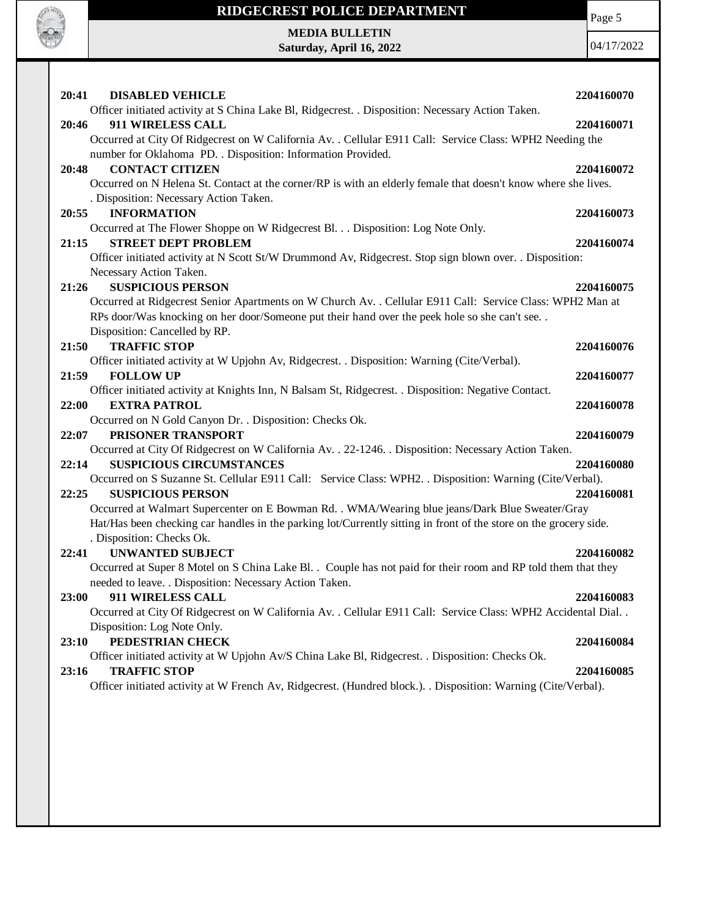**20:41 DISABLED VEHICLE** **2204160070**

Officer initiated activity at S China Lake Bl, Ridgecrest. . Disposition: Necessary Action Taken.

**20:46 911 WIRELESS CALL** **2204160071**

Occurred at City Of Ridgecrest on W California Av. . Cellular E911 Call: Service Class: WPH2 Needing the number for Oklahoma PD. . Disposition: Information Provided.

**20:48 CONTACT CITIZEN** **2204160072**

Occurred on N Helena St. Contact at the corner/RP is with an elderly female that doesn't know where she lives. . Disposition: Necessary Action Taken.

**20:55 INFORMATION** **2204160073**

Occurred at The Flower Shoppe on W Ridgecrest Bl. . . Disposition: Log Note Only.

**21:15 STREET DEPT PROBLEM** **2204160074**

Officer initiated activity at N Scott St/W Drummond Av, Ridgecrest. Stop sign blown over. . Disposition: Necessary Action Taken.

**21:26 SUSPICIOUS PERSON** **2204160075**

Occurred at Ridgecrest Senior Apartments on W Church Av. . Cellular E911 Call: Service Class: WPH2 Man at RPs door/Was knocking on her door/Someone put their hand over the peek hole so she can't see. . Disposition: Cancelled by RP.

**21:50 TRAFFIC STOP** **2204160076**

Officer initiated activity at W Upjohn Av, Ridgecrest. . Disposition: Warning (Cite/Verbal).

**21:59 FOLLOW UP** **2204160077**

Officer initiated activity at Knights Inn, N Balsam St, Ridgecrest. . Disposition: Negative Contact.

**22:00 EXTRA PATROL** **2204160078**

Occurred on N Gold Canyon Dr. . Disposition: Checks Ok.

**22:07 PRISONER TRANSPORT** **2204160079**

Occurred at City Of Ridgecrest on W California Av. . 22-1246. . Disposition: Necessary Action Taken.

**22:14 SUSPICIOUS CIRCUMSTANCES** **2204160080**

Occurred on S Suzanne St. Cellular E911 Call: Service Class: WPH2. . Disposition: Warning (Cite/Verbal).

**22:25 SUSPICIOUS PERSON** **2204160081**

Occurred at Walmart Supercenter on E Bowman Rd. . WMA/Wearing blue jeans/Dark Blue Sweater/Gray Hat/Has been checking car handles in the parking lot/Currently sitting in front of the store on the grocery side. . Disposition: Checks Ok.

**22:41 UNWANTED SUBJECT** **2204160082**

Occurred at Super 8 Motel on S China Lake Bl. . Couple has not paid for their room and RP told them that they needed to leave. . Disposition: Necessary Action Taken.

**23:00 911 WIRELESS CALL** **2204160083**

Occurred at City Of Ridgecrest on W California Av. . Cellular E911 Call: Service Class: WPH2 Accidental Dial. . Disposition: Log Note Only.

**23:10 PEDESTRIAN CHECK** **2204160084**

Officer initiated activity at W Upjohn Av/S China Lake Bl, Ridgecrest. . Disposition: Checks Ok.

**23:16 TRAFFIC STOP** **2204160085**

Officer initiated activity at W French Av, Ridgecrest. (Hundred block.). . Disposition: Warning (Cite/Verbal).